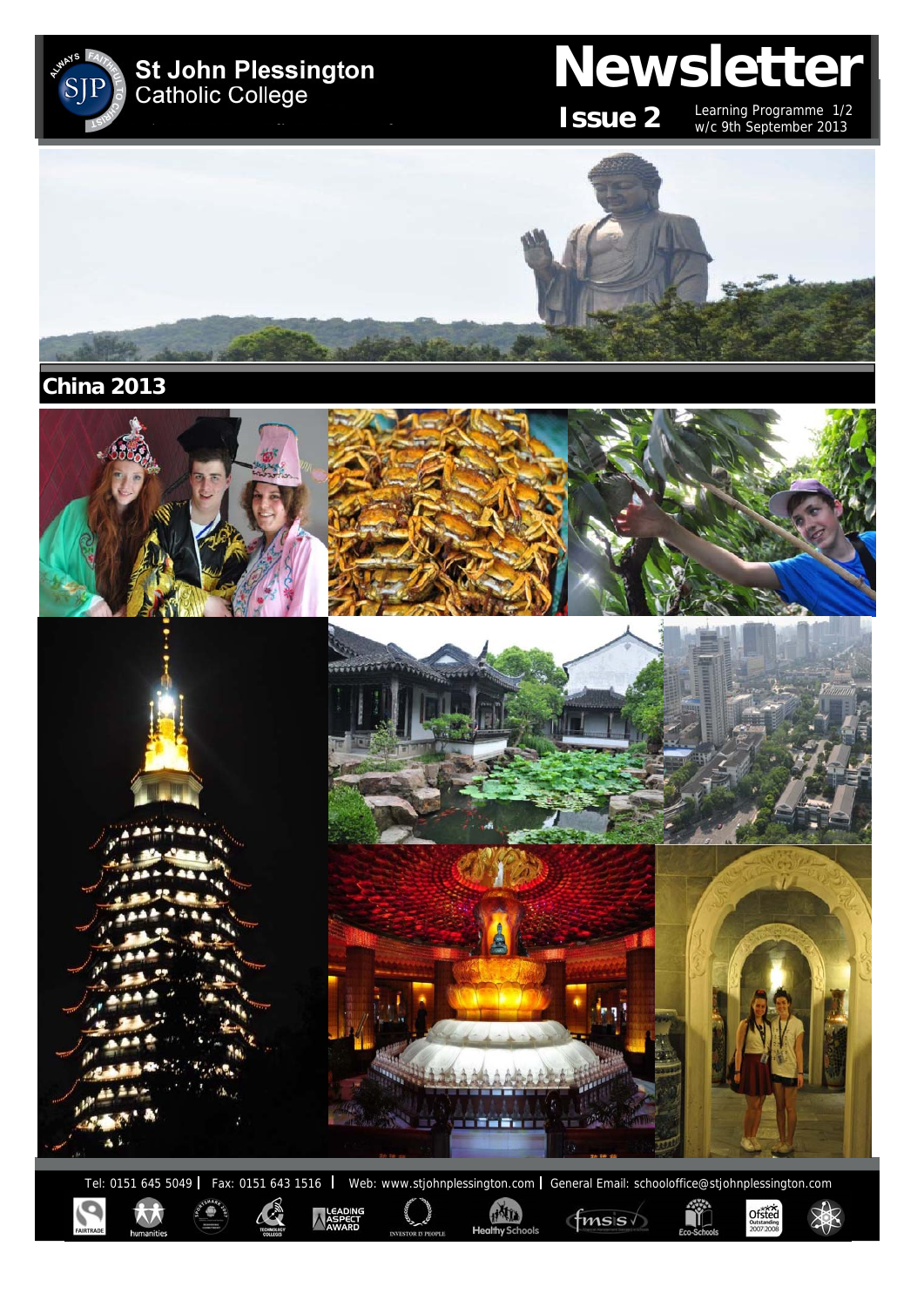# St John Plessington Catholic College

# Newsletter

**Issue 2** Learning Programme 1/2
w/c 9th September 2013

## China 2013

Tel: 0151 645 5049 | Fax: 0151 643 1516 | Web: www.stjohnplessington.com | General Email: schooloffice@stjohnplessington.com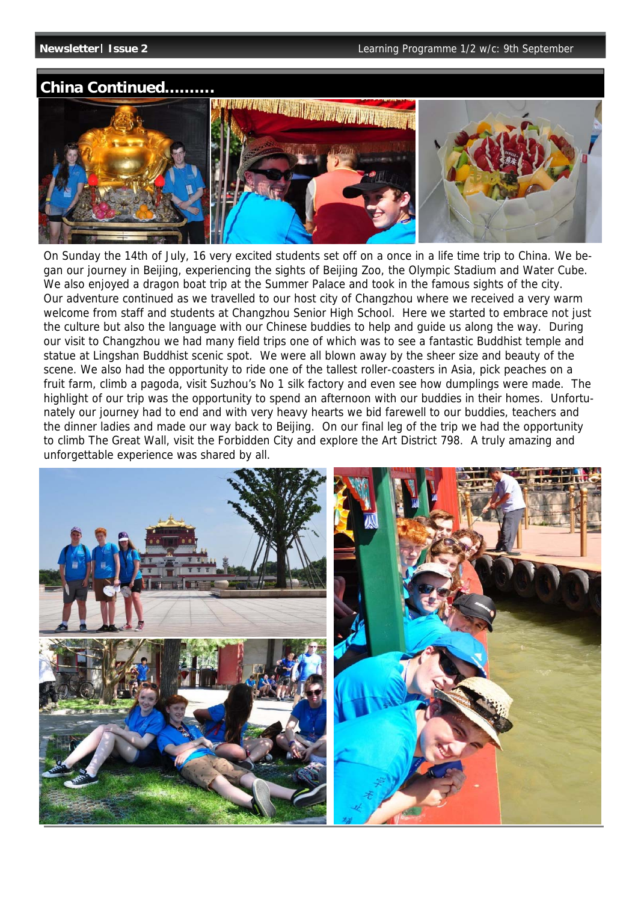## China Continued..........

On Sunday the 14th of July, 16 very excited students set off on a once in a life time trip to China. We began our journey in Beijing, experiencing the sights of Beijing Zoo, the Olympic Stadium and Water Cube. We also enjoyed a dragon boat trip at the Summer Palace and took in the famous sights of the city. Our adventure continued as we travelled to our host city of Changzhou where we received a very warm welcome from staff and students at Changzhou Senior High School. Here we started to embrace not just the culture but also the language with our Chinese buddies to help and guide us along the way. During our visit to Changzhou we had many field trips one of which was to see a fantastic Buddhist temple and statue at Lingshan Buddhist scenic spot. We were all blown away by the sheer size and beauty of the scene. We also had the opportunity to ride one of the tallest roller-coasters in Asia, pick peaches on a fruit farm, climb a pagoda, visit Suzhou's No 1 silk factory and even see how dumplings were made. The highlight of our trip was the opportunity to spend an afternoon with our buddies in their homes. Unfortunately our journey had to end and with very heavy hearts we bid farewell to our buddies, teachers and the dinner ladies and made our way back to Beijing. On our final leg of the trip we had the opportunity to climb The Great Wall, visit the Forbidden City and explore the Art District 798. A truly amazing and unforgettable experience was shared by all.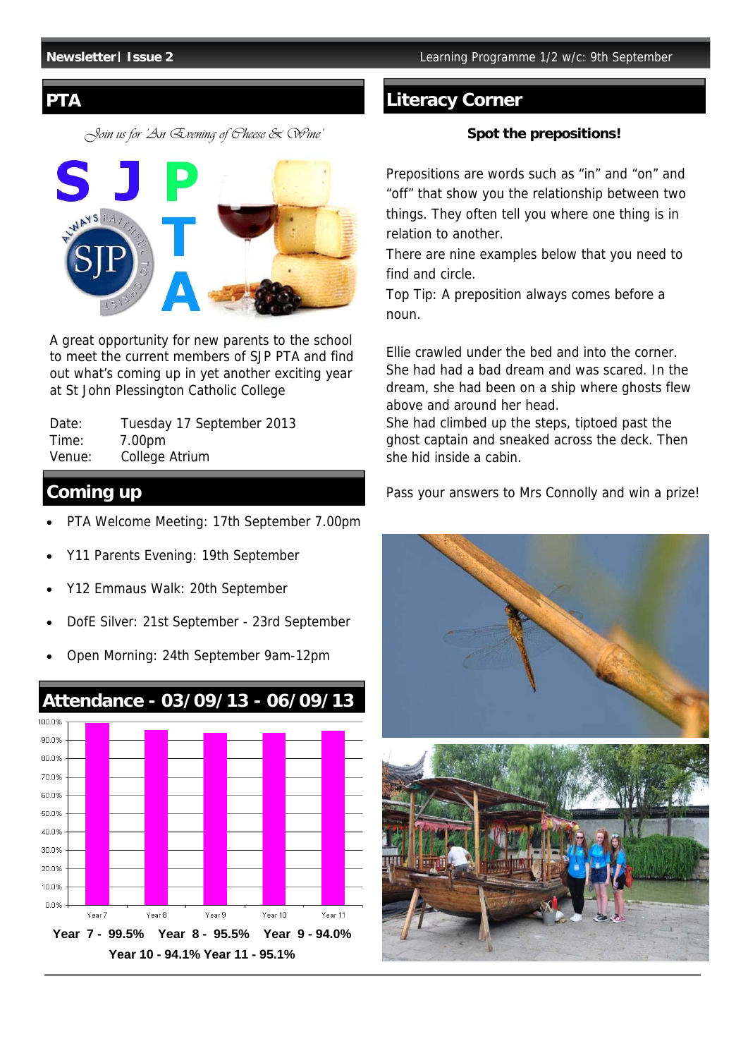## PTA

*Join us for 'An Evening of Cheese & Wine'*

A great opportunity for new parents to the school to meet the current members of SJP PTA and find out what's coming up in yet another exciting year at St John Plessington Catholic College

| | |
|---|---|
| Date: | Tuesday 17 September 2013 |
| Time: | 7.00pm |
| Venue: | College Atrium |

## Coming up

- PTA Welcome Meeting: 17th September 7.00pm
- Y11 Parents Evening: 19th September
- Y12 Emmaus Walk: 20th September
- DofE Silver: 21st September - 23rd September
- Open Morning: 24th September 9am-12pm

## Attendance - 03/09/13 - 06/09/13

**Year 7 - 99.5% Year 8 - 95.5% Year 9 - 94.0%**

**Year 10 - 94.1% Year 11 - 95.1%**

## Literacy Corner

**Spot the prepositions!**

Prepositions are words such as "in" and "on" and "off" that show you the relationship between two things. They often tell you where one thing is in relation to another.

There are nine examples below that you need to find and circle.

Top Tip: A preposition always comes before a noun.

Ellie crawled under the bed and into the corner. She had had a bad dream and was scared. In the dream, she had been on a ship where ghosts flew above and around her head.

She had climbed up the steps, tiptoed past the ghost captain and sneaked across the deck. Then she hid inside a cabin.

Pass your answers to Mrs Connolly and win a prize!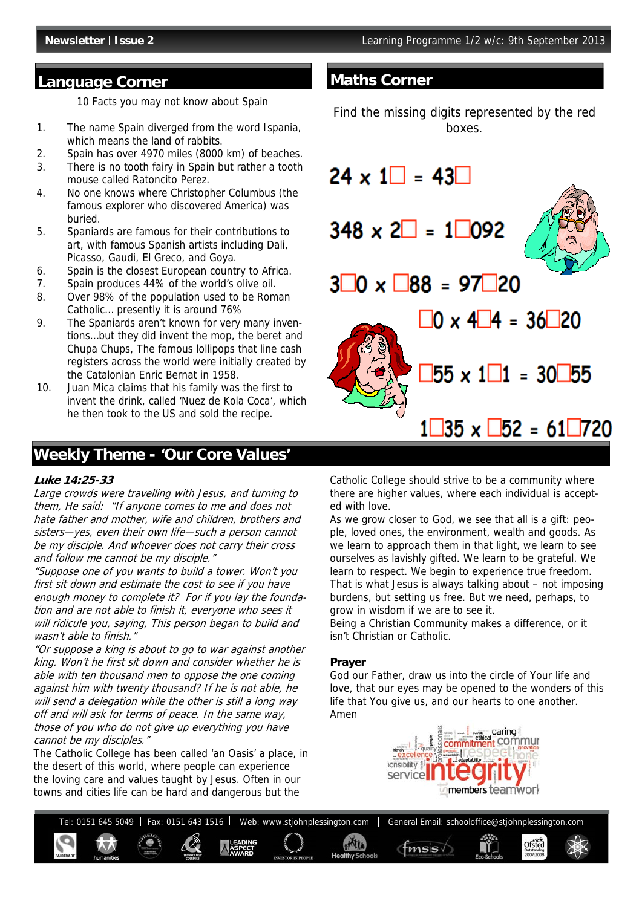## Language Corner

10 Facts you may not know about Spain

1. The name Spain diverged from the word Ispania, which means the land of rabbits.
2. Spain has over 4970 miles (8000 km) of beaches.
3. There is no tooth fairy in Spain but rather a tooth mouse called Ratoncito Perez.
4. No one knows where Christopher Columbus (the famous explorer who discovered America) was buried.
5. Spaniards are famous for their contributions to art, with famous Spanish artists including Dali, Picasso, Gaudi, El Greco, and Goya.
6. Spain is the closest European country to Africa.
7. Spain produces 44% of the world's olive oil.
8. Over 98% of the population used to be Roman Catholic... presently it is around 76%
9. The Spaniards aren't known for very many inventions...but they did invent the mop, the beret and Chupa Chups, The famous lollipops that line cash registers across the world were initially created by the Catalonian Enric Bernat in 1958.
10. Juan Mica claims that his family was the first to invent the drink, called 'Nuez de Kola Coca', which he then took to the US and sold the recipe.

## Maths Corner

Find the missing digits represented by the red boxes.

24 x 1☐ = 43☐

348 x 2☐ = 1☐092

3☐0 x ☐88 = 97☐20

☐0 x 4☐4 = 36☐20

☐55 x 1☐1 = 30☐55

1☐35 x ☐52 = 61☐720

## Weekly Theme - 'Our Core Values'

***Luke 14:25-33***

*Large crowds were travelling with Jesus, and turning to them, He said: "If anyone comes to me and does not hate father and mother, wife and children, brothers and sisters—yes, even their own life—such a person cannot be my disciple. And whoever does not carry their cross and follow me cannot be my disciple."*

*"Suppose one of you wants to build a tower. Won't you first sit down and estimate the cost to see if you have enough money to complete it? For if you lay the foundation and are not able to finish it, everyone who sees it will ridicule you, saying, This person began to build and wasn't able to finish."*

*"Or suppose a king is about to go to war against another king. Won't he first sit down and consider whether he is able with ten thousand men to oppose the one coming against him with twenty thousand? If he is not able, he will send a delegation while the other is still a long way off and will ask for terms of peace. In the same way, those of you who do not give up everything you have cannot be my disciples."*

The Catholic College has been called 'an Oasis' a place, in the desert of this world, where people can experience the loving care and values taught by Jesus. Often in our towns and cities life can be hard and dangerous but the Catholic College should strive to be a community where there are higher values, where each individual is accepted with love.

As we grow closer to God, we see that all is a gift: people, loved ones, the environment, wealth and goods. As we learn to approach them in that light, we learn to see ourselves as lavishly gifted. We learn to be grateful. We learn to respect. We begin to experience true freedom. That is what Jesus is always talking about – not imposing burdens, but setting us free. But we need, perhaps, to grow in wisdom if we are to see it.

Being a Christian Community makes a difference, or it isn't Christian or Catholic.

**Prayer**

God our Father, draw us into the circle of Your life and love, that our eyes may be opened to the wonders of this life that You give us, and our hearts to one another. Amen

Tel: 0151 645 5049 | Fax: 0151 643 1516 | Web: www.stjohnplessington.com | General Email: schooloffice@stjohnplessington.com